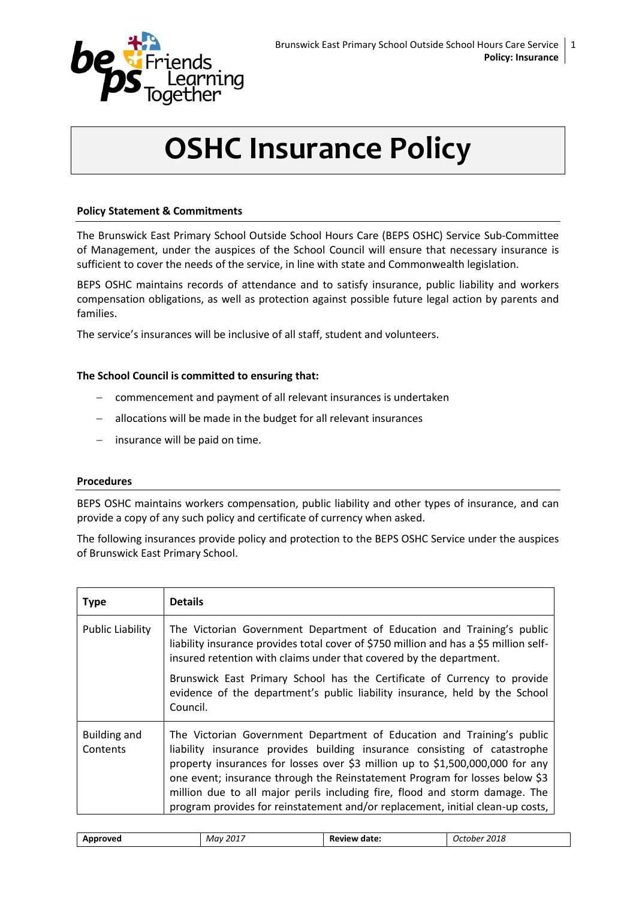# OSHC Insurance Policy

**Policy Statement & Commitments**

The Brunswick East Primary School Outside School Hours Care (BEPS OSHC) Service Sub-Committee of Management, under the auspices of the School Council will ensure that necessary insurance is sufficient to cover the needs of the service, in line with state and Commonwealth legislation.

BEPS OSHC maintains records of attendance and to satisfy insurance, public liability and workers compensation obligations, as well as protection against possible future legal action by parents and families.

The service's insurances will be inclusive of all staff, student and volunteers.

**The School Council is committed to ensuring that:**

- commencement and payment of all relevant insurances is undertaken
- allocations will be made in the budget for all relevant insurances
- insurance will be paid on time.

**Procedures**

BEPS OSHC maintains workers compensation, public liability and other types of insurance, and can provide a copy of any such policy and certificate of currency when asked.

The following insurances provide policy and protection to the BEPS OSHC Service under the auspices of Brunswick East Primary School.

| Type | Details |
|---|---|
| Public Liability | The Victorian Government Department of Education and Training's public liability insurance provides total cover of $750 million and has a $5 million self-insured retention with claims under that covered by the department.<br><br>Brunswick East Primary School has the Certificate of Currency to provide evidence of the department's public liability insurance, held by the School Council. |
| Building and Contents | The Victorian Government Department of Education and Training's public liability insurance provides building insurance consisting of catastrophe property insurances for losses over $3 million up to $1,500,000,000 for any one event; insurance through the Reinstatement Program for losses below $3 million due to all major perils including fire, flood and storm damage. The program provides for reinstatement and/or replacement, initial clean-up costs, |

| Approved | May 2017 | Review date: | October 2018 |
|---|---|---|---|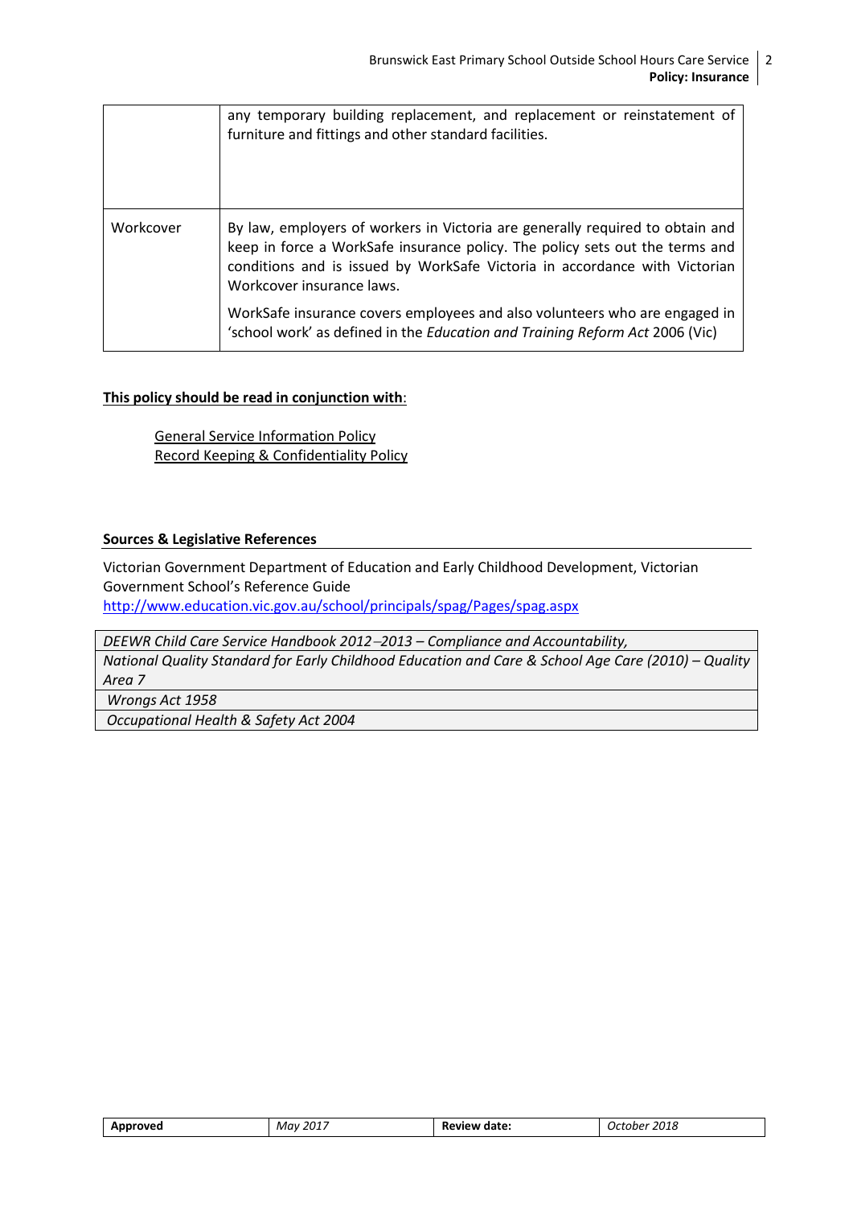| | |
|---|---|
| | any temporary building replacement, and replacement or reinstatement of furniture and fittings and other standard facilities. |
| Workcover | By law, employers of workers in Victoria are generally required to obtain and keep in force a WorkSafe insurance policy. The policy sets out the terms and conditions and is issued by WorkSafe Victoria in accordance with Victorian Workcover insurance laws.<br><br>WorkSafe insurance covers employees and also volunteers who are engaged in 'school work' as defined in the *Education and Training Reform Act* 2006 (Vic) |

**<u>This policy should be read in conjunction with</u>**:

<u>General Service Information Policy</u>
<u>Record Keeping & Confidentiality Policy</u>

**Sources & Legislative References**

Victorian Government Department of Education and Early Childhood Development, Victorian Government School's Reference Guide
http://www.education.vic.gov.au/school/principals/spag/Pages/spag.aspx

| |
|---|
| *DEEWR Child Care Service Handbook 2012–2013 – Compliance and Accountability,* |
| *National Quality Standard for Early Childhood Education and Care & School Age Care (2010) – Quality Area 7* |
| *Wrongs Act 1958* |
| *Occupational Health & Safety Act 2004* |

| | | | |
|---|---|---|---|
| **Approved** | *May 2017* | **Review date:** | *October 2018* |